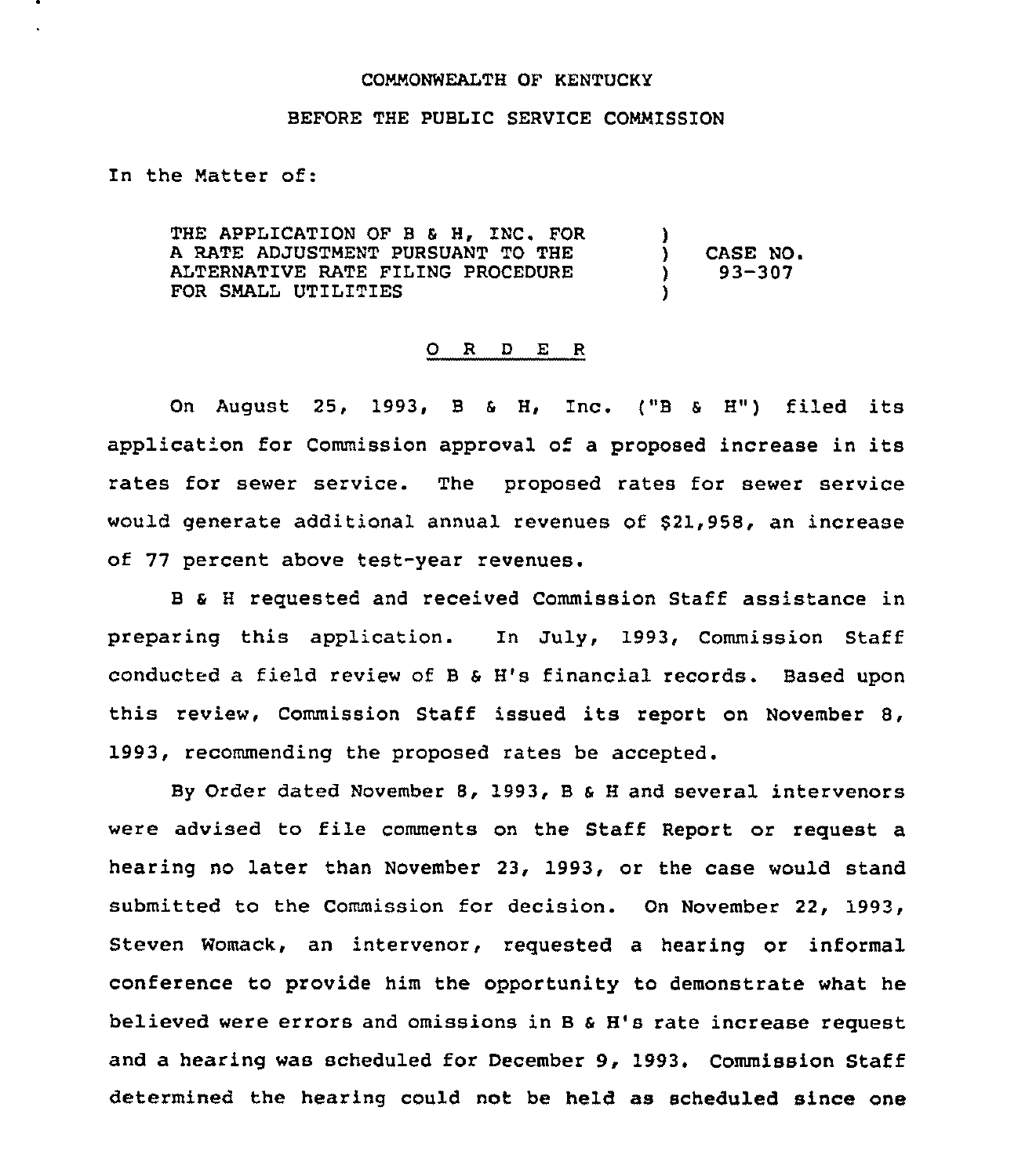COMMONWEALTH OF KENTUCKY

BEFORE THE PUBLIC SERVICE COMMISSION

In the Matter of:

| | | |
|---|---|---|
| THE APPLICATION OF B & H, INC. FOR A RATE ADJUSTMENT PURSUANT TO THE ALTERNATIVE RATE FILING PROCEDURE FOR SMALL UTILITIES | ) ) ) ) | CASE NO. 93-307 |

O R D E R

On August 25, 1993, B & H, Inc. ("B & H") filed its application for Commission approval of a proposed increase in its rates for sewer service. The proposed rates for sewer service would generate additional annual revenues of $21,958, an increase of 77 percent above test-year revenues.

B & H requested and received Commission Staff assistance in preparing this application. In July, 1993, Commission Staff conducted a field review of B & H's financial records. Based upon this review, Commission Staff issued its report on November 8, 1993, recommending the proposed rates be accepted.

By Order dated November 8, 1993, B & H and several intervenors were advised to file comments on the Staff Report or request a hearing no later than November 23, 1993, or the case would stand submitted to the Commission for decision. On November 22, 1993, Steven Womack, an intervenor, requested a hearing or informal conference to provide him the opportunity to demonstrate what he believed were errors and omissions in B & H's rate increase request and a hearing was scheduled for December 9, 1993. Commission Staff determined the hearing could not be held as scheduled since one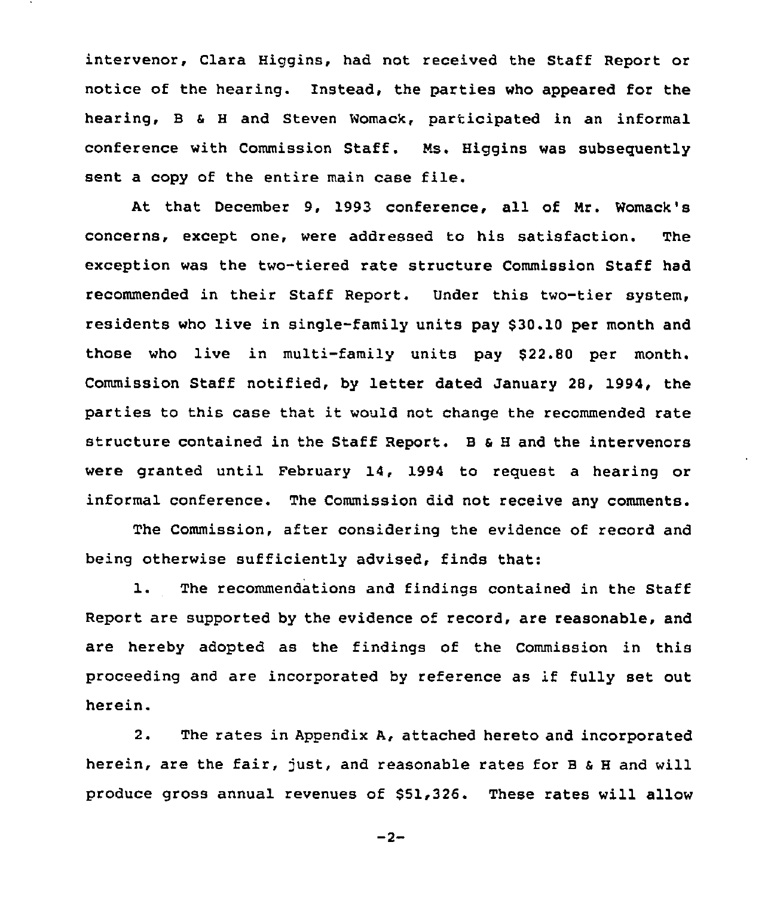intervenor, Clara Higgins, had not received the Staff Report or notice of the hearing. Instead, the parties who appeared for the hearing, B & H and Steven Womack, participated in an informal conference with Commission Staff. Ms. Higgins was subsequently sent a copy of the entire main case file.

At that December 9, 1993 conference, all of Mr. Womack's concerns, except one, were addressed to his satisfaction. The exception was the two-tiered rate structure Commission Staff had recommended in their Staff Report. Under this two-tier system, residents who live in single-family units pay $30.10 per month and those who live in multi-family units pay $22.80 per month. Commission Staff notified, by letter dated January 28, 1994, the parties to this case that it would not change the recommended rate structure contained in the Staff Report. B & H and the intervenors were granted until February 14, 1994 to request a hearing or informal conference. The Commission did not receive any comments.

The Commission, after considering the evidence of record and being otherwise sufficiently advised, finds that:

1. The recommendations and findings contained in the Staff Report are supported by the evidence of record, are reasonable, and are hereby adopted as the findings of the Commission in this proceeding and are incorporated by reference as if fully set out herein.

2. The rates in Appendix A, attached hereto and incorporated herein, are the fair, just, and reasonable rates for B & H and will produce gross annual revenues of $51,326. These rates will allow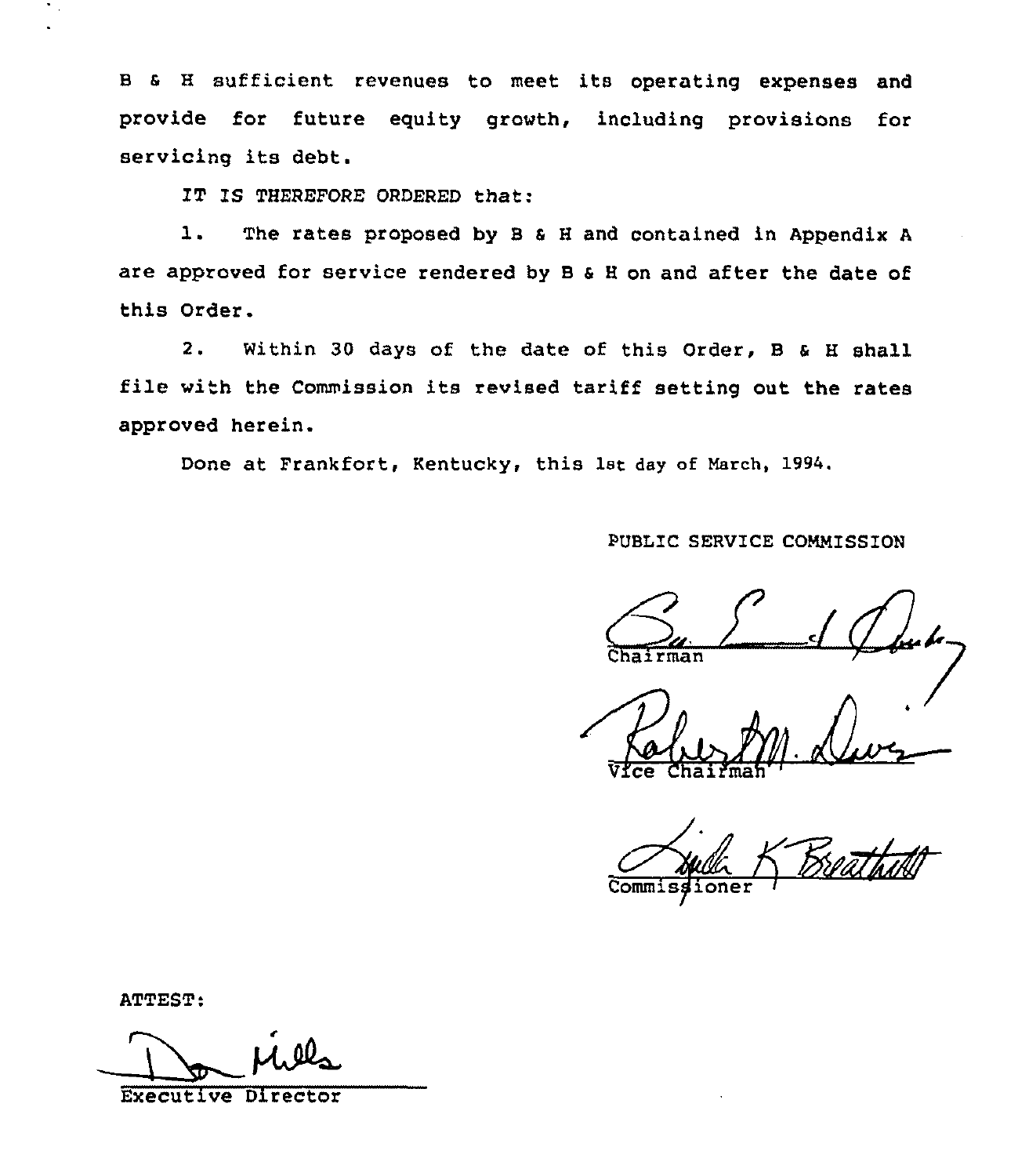B & H sufficient revenues to meet its operating expenses and provide for future equity growth, including provisions for servicing its debt.

IT IS THEREFORE ORDERED that:

1. The rates proposed by B & H and contained in Appendix A are approved for service rendered by B & H on and after the date of this Order.

2. Within 30 days of the date of this Order, B & H shall file with the Commission its revised tariff setting out the rates approved herein.

Done at Frankfort, Kentucky, this 1st day of March, 1994.

PUBLIC SERVICE COMMISSION

Chairman

Vice Chairman

Commissioner

ATTEST:

Executive Director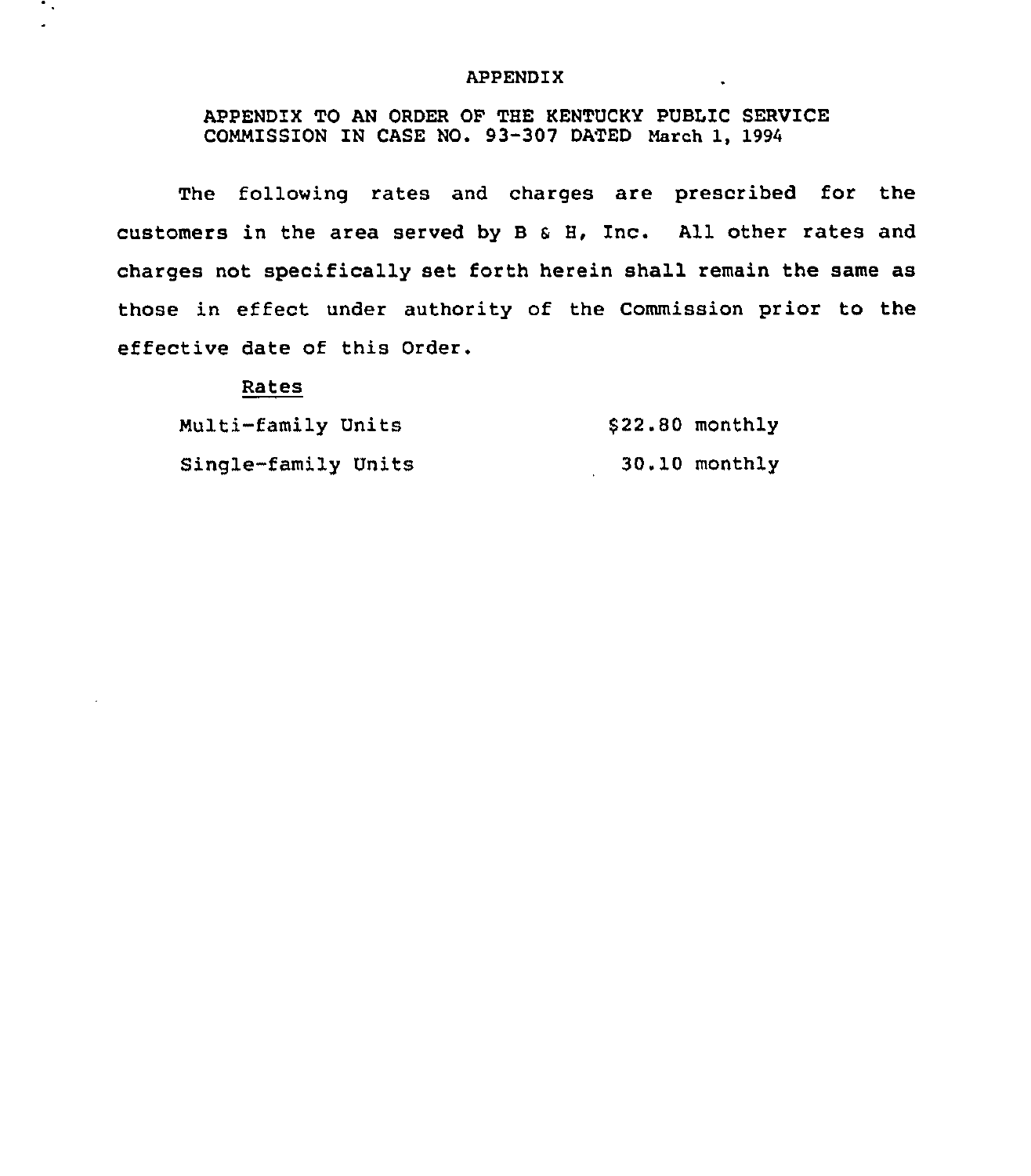# APPENDIX

APPENDIX TO AN ORDER OF THE KENTUCKY PUBLIC SERVICE COMMISSION IN CASE NO. 93-307 DATED March 1, 1994

The following rates and charges are prescribed for the customers in the area served by B & H, Inc. All other rates and charges not specifically set forth herein shall remain the same as those in effect under authority of the Commission prior to the effective date of this Order.

Rates

| | |
|---|---|
| Multi-family Units | $22.80 monthly |
| Single-family Units | 30.10 monthly |